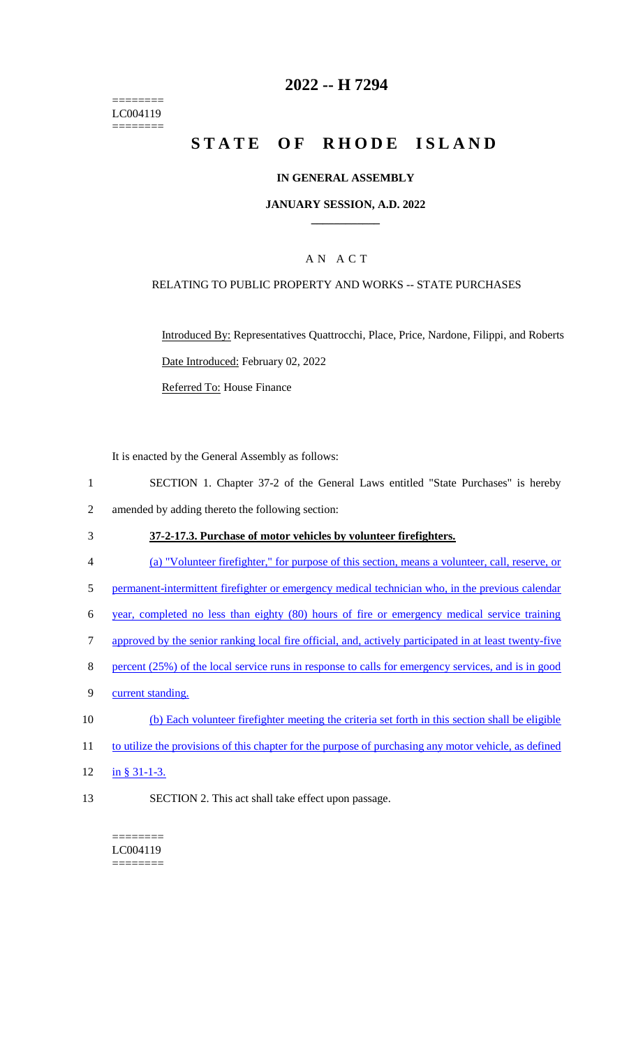========
LC004119
========

# 2022 -- H 7294

# STATE OF RHODE ISLAND

## IN GENERAL ASSEMBLY

### JANUARY SESSION, A.D. 2022

____________

### A N A C T

RELATING TO PUBLIC PROPERTY AND WORKS -- STATE PURCHASES

Introduced By: Representatives Quattrocchi, Place, Price, Nardone, Filippi, and Roberts

Date Introduced: February 02, 2022

Referred To: House Finance

It is enacted by the General Assembly as follows:

1 SECTION 1. Chapter 37-2 of the General Laws entitled "State Purchases" is hereby
2 amended by adding thereto the following section:

3 **37-2-17.3. Purchase of motor vehicles by volunteer firefighters.**

4 (a) "Volunteer firefighter," for purpose of this section, means a volunteer, call, reserve, or
5 permanent-intermittent firefighter or emergency medical technician who, in the previous calendar
6 year, completed no less than eighty (80) hours of fire or emergency medical service training
7 approved by the senior ranking local fire official, and, actively participated in at least twenty-five
8 percent (25%) of the local service runs in response to calls for emergency services, and is in good
9 current standing.

10 (b) Each volunteer firefighter meeting the criteria set forth in this section shall be eligible
11 to utilize the provisions of this chapter for the purpose of purchasing any motor vehicle, as defined
12 in § 31-1-3.

13 SECTION 2. This act shall take effect upon passage.

========
LC004119
========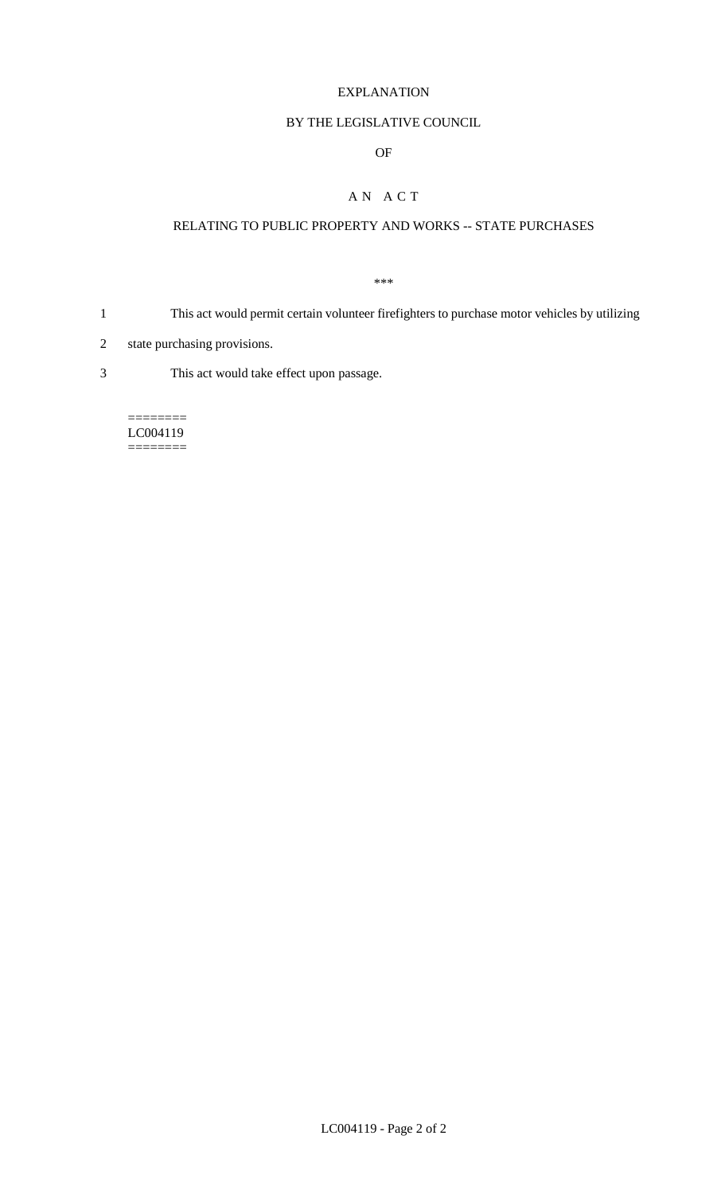EXPLANATION

BY THE LEGISLATIVE COUNCIL

OF

A N A C T

RELATING TO PUBLIC PROPERTY AND WORKS -- STATE PURCHASES

\*\*\*

1 This act would permit certain volunteer firefighters to purchase motor vehicles by utilizing

2 state purchasing provisions.

3 This act would take effect upon passage.

========
LC004119
========